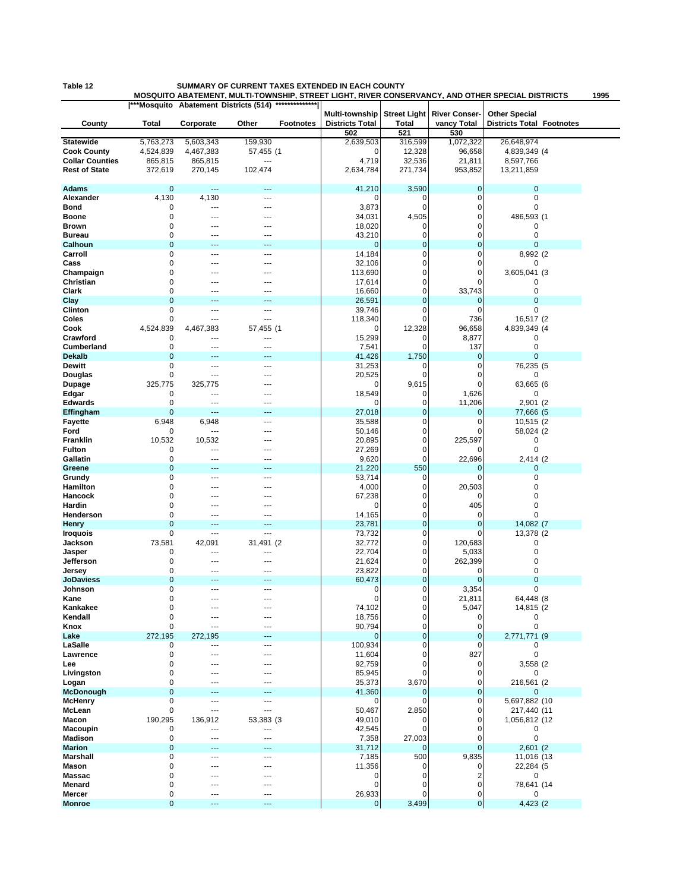**Table 12** SUMMARY OF CURRENT TAXES EXTENDED IN EACH COUNTY

MOSQUITO ABATEMENT, MULTI-TOWNSHIP, STREET LIGHT, RIVER CONSERVANCY, AND OTHER SPECIAL DISTRICTS **1995**

| | ***Mosquito Abatement Districts (514) *************** | | | | | | | | |
|---|---|---|---|---|---|---|---|---|---|
| County | Total | Corporate | Other | Footnotes | Multi-township Districts Total | Street Light Total | River Conservancy Total | Other Special Districts Total | Footnotes |
| | | | | | 502 | 521 | 530 | | |
| Statewide | 5,763,273 | 5,603,343 | 159,930 | | 2,639,503 | 316,599 | 1,072,322 | 26,648,974 | |
| Cook County | 4,524,839 | 4,467,383 | 57,455 | (1 | 0 | 12,328 | 96,658 | 4,839,349 | (4 |
| Collar Counties | 865,815 | 865,815 | --- | | 4,719 | 32,536 | 21,811 | 8,597,766 | |
| Rest of State | 372,619 | 270,145 | 102,474 | | 2,634,784 | 271,734 | 953,852 | 13,211,859 | |
| Adams | 0 | --- | --- | | 41,210 | 3,590 | 0 | 0 | |
| Alexander | 4,130 | 4,130 | --- | | 0 | 0 | 0 | 0 | |
| Bond | 0 | --- | --- | | 3,873 | 0 | 0 | 0 | |
| Boone | 0 | --- | --- | | 34,031 | 4,505 | 0 | 486,593 | (1 |
| Brown | 0 | --- | --- | | 18,020 | 0 | 0 | 0 | |
| Bureau | 0 | --- | --- | | 43,210 | 0 | 0 | 0 | |
| Calhoun | 0 | --- | --- | | 0 | 0 | 0 | 0 | |
| Carroll | 0 | --- | --- | | 14,184 | 0 | 0 | 8,992 | (2 |
| Cass | 0 | --- | --- | | 32,106 | 0 | 0 | 0 | |
| Champaign | 0 | --- | --- | | 113,690 | 0 | 0 | 3,605,041 | (3 |
| Christian | 0 | --- | --- | | 17,614 | 0 | 0 | 0 | |
| Clark | 0 | --- | --- | | 16,660 | 0 | 33,743 | 0 | |
| Clay | 0 | --- | --- | | 26,591 | 0 | 0 | 0 | |
| Clinton | 0 | --- | --- | | 39,746 | 0 | 0 | 0 | |
| Coles | 0 | --- | --- | | 118,340 | 0 | 736 | 16,517 | (2 |
| Cook | 4,524,839 | 4,467,383 | 57,455 | (1 | 0 | 12,328 | 96,658 | 4,839,349 | (4 |
| Crawford | 0 | --- | --- | | 15,299 | 0 | 8,877 | 0 | |
| Cumberland | 0 | --- | --- | | 7,541 | 0 | 137 | 0 | |
| Dekalb | 0 | --- | --- | | 41,426 | 1,750 | 0 | 0 | |
| Dewitt | 0 | --- | --- | | 31,253 | 0 | 0 | 76,235 | (5 |
| Douglas | 0 | --- | --- | | 20,525 | 0 | 0 | 0 | |
| Dupage | 325,775 | 325,775 | --- | | 0 | 9,615 | 0 | 63,665 | (6 |
| Edgar | 0 | --- | --- | | 18,549 | 0 | 1,626 | 0 | |
| Edwards | 0 | --- | --- | | 0 | 0 | 11,206 | 2,901 | (2 |
| Effingham | 0 | --- | --- | | 27,018 | 0 | 0 | 77,666 | (5 |
| Fayette | 6,948 | 6,948 | --- | | 35,588 | 0 | 0 | 10,515 | (2 |
| Ford | 0 | --- | --- | | 50,146 | 0 | 0 | 58,024 | (2 |
| Franklin | 10,532 | 10,532 | --- | | 20,895 | 0 | 225,597 | 0 | |
| Fulton | 0 | --- | --- | | 27,269 | 0 | 0 | 0 | |
| Gallatin | 0 | --- | --- | | 9,620 | 0 | 22,696 | 2,414 | (2 |
| Greene | 0 | --- | --- | | 21,220 | 550 | 0 | 0 | |
| Grundy | 0 | --- | --- | | 53,714 | 0 | 0 | 0 | |
| Hamilton | 0 | --- | --- | | 4,000 | 0 | 20,503 | 0 | |
| Hancock | 0 | --- | --- | | 67,238 | 0 | 0 | 0 | |
| Hardin | 0 | --- | --- | | 0 | 0 | 405 | 0 | |
| Henderson | 0 | --- | --- | | 14,165 | 0 | 0 | 0 | |
| Henry | 0 | --- | --- | | 23,781 | 0 | 0 | 14,082 | (7 |
| Iroquois | 0 | --- | --- | | 73,732 | 0 | 0 | 13,378 | (2 |
| Jackson | 73,581 | 42,091 | 31,491 | (2 | 32,772 | 0 | 120,683 | 0 | |
| Jasper | 0 | --- | --- | | 22,704 | 0 | 5,033 | 0 | |
| Jefferson | 0 | --- | --- | | 21,624 | 0 | 262,399 | 0 | |
| Jersey | 0 | --- | --- | | 23,822 | 0 | 0 | 0 | |
| JoDaviess | 0 | --- | --- | | 60,473 | 0 | 0 | 0 | |
| Johnson | 0 | --- | --- | | 0 | 0 | 3,354 | 0 | |
| Kane | 0 | --- | --- | | 0 | 0 | 21,811 | 64,448 | (8 |
| Kankakee | 0 | --- | --- | | 74,102 | 0 | 5,047 | 14,815 | (2 |
| Kendall | 0 | --- | --- | | 18,756 | 0 | 0 | 0 | |
| Knox | 0 | --- | --- | | 90,794 | 0 | 0 | 0 | |
| Lake | 272,195 | 272,195 | --- | | 0 | 0 | 0 | 2,771,771 | (9 |
| LaSalle | 0 | --- | --- | | 100,934 | 0 | 0 | 0 | |
| Lawrence | 0 | --- | --- | | 11,604 | 0 | 827 | 0 | |
| Lee | 0 | --- | --- | | 92,759 | 0 | 0 | 3,558 | (2 |
| Livingston | 0 | --- | --- | | 85,945 | 0 | 0 | 0 | |
| Logan | 0 | --- | --- | | 35,373 | 3,670 | 0 | 216,561 | (2 |
| McDonough | 0 | --- | --- | | 41,360 | 0 | 0 | 0 | |
| McHenry | 0 | --- | --- | | 0 | 0 | 0 | 5,697,882 | (10 |
| McLean | 0 | --- | --- | | 50,467 | 2,850 | 0 | 217,440 | (11 |
| Macon | 190,295 | 136,912 | 53,383 | (3 | 49,010 | 0 | 0 | 1,056,812 | (12 |
| Macoupin | 0 | --- | --- | | 42,545 | 0 | 0 | 0 | |
| Madison | 0 | --- | --- | | 7,358 | 27,003 | 0 | 0 | |
| Marion | 0 | --- | --- | | 31,712 | 0 | 0 | 2,601 | (2 |
| Marshall | 0 | --- | --- | | 7,185 | 500 | 9,835 | 11,016 | (13 |
| Mason | 0 | --- | --- | | 11,356 | 0 | 0 | 22,284 | (5 |
| Massac | 0 | --- | --- | | 0 | 0 | 2 | 0 | |
| Menard | 0 | --- | --- | | 0 | 0 | 0 | 78,641 | (14 |
| Mercer | 0 | --- | --- | | 26,933 | 0 | 0 | 0 | |
| Monroe | 0 | --- | --- | | 0 | 3,499 | 0 | 4,423 | (2 |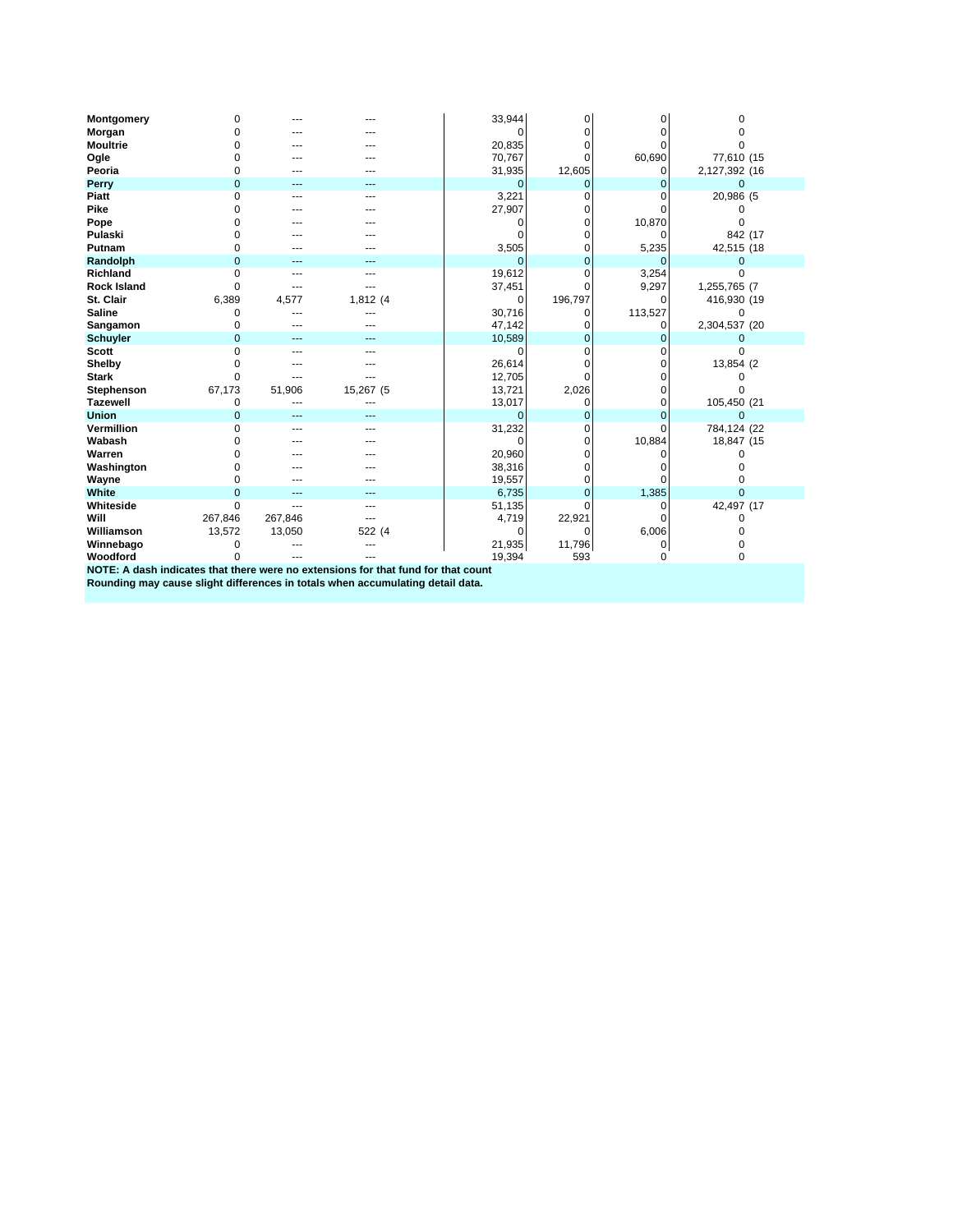| | | | | | | | |
|---|---|---|---|---|---|---|---|
| **Montgomery** | 0 | --- | --- | 33,944 | 0 | 0 | 0 |
| **Morgan** | 0 | --- | --- | 0 | 0 | 0 | 0 |
| **Moultrie** | 0 | --- | --- | 20,835 | 0 | 0 | 0 |
| **Ogle** | 0 | --- | --- | 70,767 | 0 | 60,690 | 77,610 (15 |
| **Peoria** | 0 | --- | --- | 31,935 | 12,605 | 0 | 2,127,392 (16 |
| **Perry** | 0 | --- | --- | 0 | 0 | 0 | 0 |
| **Piatt** | 0 | --- | --- | 3,221 | 0 | 0 | 20,986 (5 |
| **Pike** | 0 | --- | --- | 27,907 | 0 | 0 | 0 |
| **Pope** | 0 | --- | --- | 0 | 0 | 10,870 | 0 |
| **Pulaski** | 0 | --- | --- | 0 | 0 | 0 | 842 (17 |
| **Putnam** | 0 | --- | --- | 3,505 | 0 | 5,235 | 42,515 (18 |
| **Randolph** | 0 | --- | --- | 0 | 0 | 0 | 0 |
| **Richland** | 0 | --- | --- | 19,612 | 0 | 3,254 | 0 |
| **Rock Island** | 0 | --- | --- | 37,451 | 0 | 9,297 | 1,255,765 (7 |
| **St. Clair** | 6,389 | 4,577 | 1,812 (4 | 0 | 196,797 | 0 | 416,930 (19 |
| **Saline** | 0 | --- | --- | 30,716 | 0 | 113,527 | 0 |
| **Sangamon** | 0 | --- | --- | 47,142 | 0 | 0 | 2,304,537 (20 |
| **Schuyler** | 0 | --- | --- | 10,589 | 0 | 0 | 0 |
| **Scott** | 0 | --- | --- | 0 | 0 | 0 | 0 |
| **Shelby** | 0 | --- | --- | 26,614 | 0 | 0 | 13,854 (2 |
| **Stark** | 0 | --- | --- | 12,705 | 0 | 0 | 0 |
| **Stephenson** | 67,173 | 51,906 | 15,267 (5 | 13,721 | 2,026 | 0 | 0 |
| **Tazewell** | 0 | --- | --- | 13,017 | 0 | 0 | 105,450 (21 |
| **Union** | 0 | --- | --- | 0 | 0 | 0 | 0 |
| **Vermillion** | 0 | --- | --- | 31,232 | 0 | 0 | 784,124 (22 |
| **Wabash** | 0 | --- | --- | 0 | 0 | 10,884 | 18,847 (15 |
| **Warren** | 0 | --- | --- | 20,960 | 0 | 0 | 0 |
| **Washington** | 0 | --- | --- | 38,316 | 0 | 0 | 0 |
| **Wayne** | 0 | --- | --- | 19,557 | 0 | 0 | 0 |
| **White** | 0 | --- | --- | 6,735 | 0 | 1,385 | 0 |
| **Whiteside** | 0 | --- | --- | 51,135 | 0 | 0 | 42,497 (17 |
| **Will** | 267,846 | 267,846 | --- | 4,719 | 22,921 | 0 | 0 |
| **Williamson** | 13,572 | 13,050 | 522 (4 | 0 | 0 | 6,006 | 0 |
| **Winnebago** | 0 | --- | --- | 21,935 | 11,796 | 0 | 0 |
| **Woodford** | 0 | --- | --- | 19,394 | 593 | 0 | 0 |

**NOTE: A dash indicates that there were no extensions for that fund for that count**

**Rounding may cause slight differences in totals when accumulating detail data.**